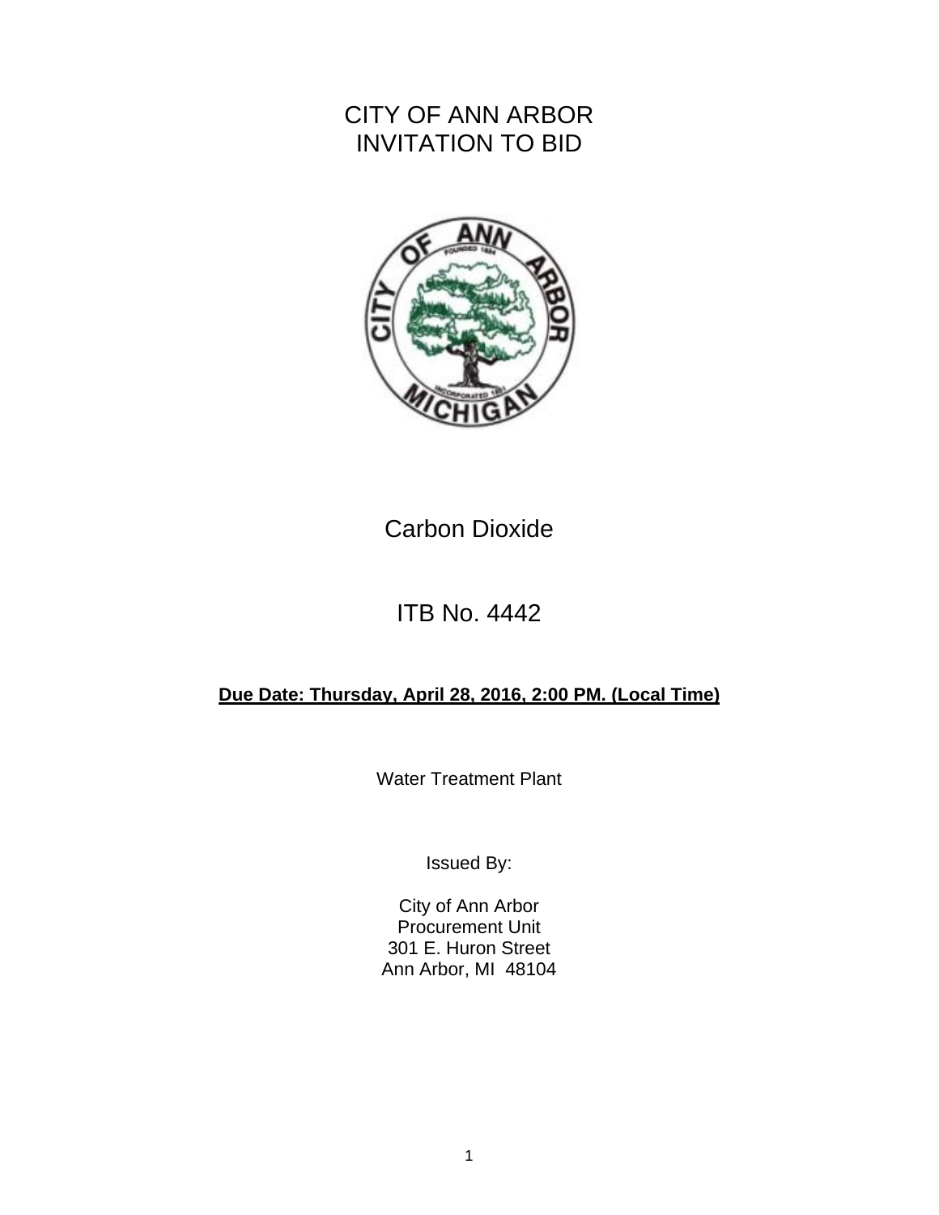# CITY OF ANN ARBOR
# INVITATION TO BID

## Carbon Dioxide

## ITB No. 4442

**Due Date: Thursday, April 28, 2016, 2:00 PM. (Local Time)**

Water Treatment Plant

Issued By:

City of Ann Arbor
Procurement Unit
301 E. Huron Street
Ann Arbor, MI 48104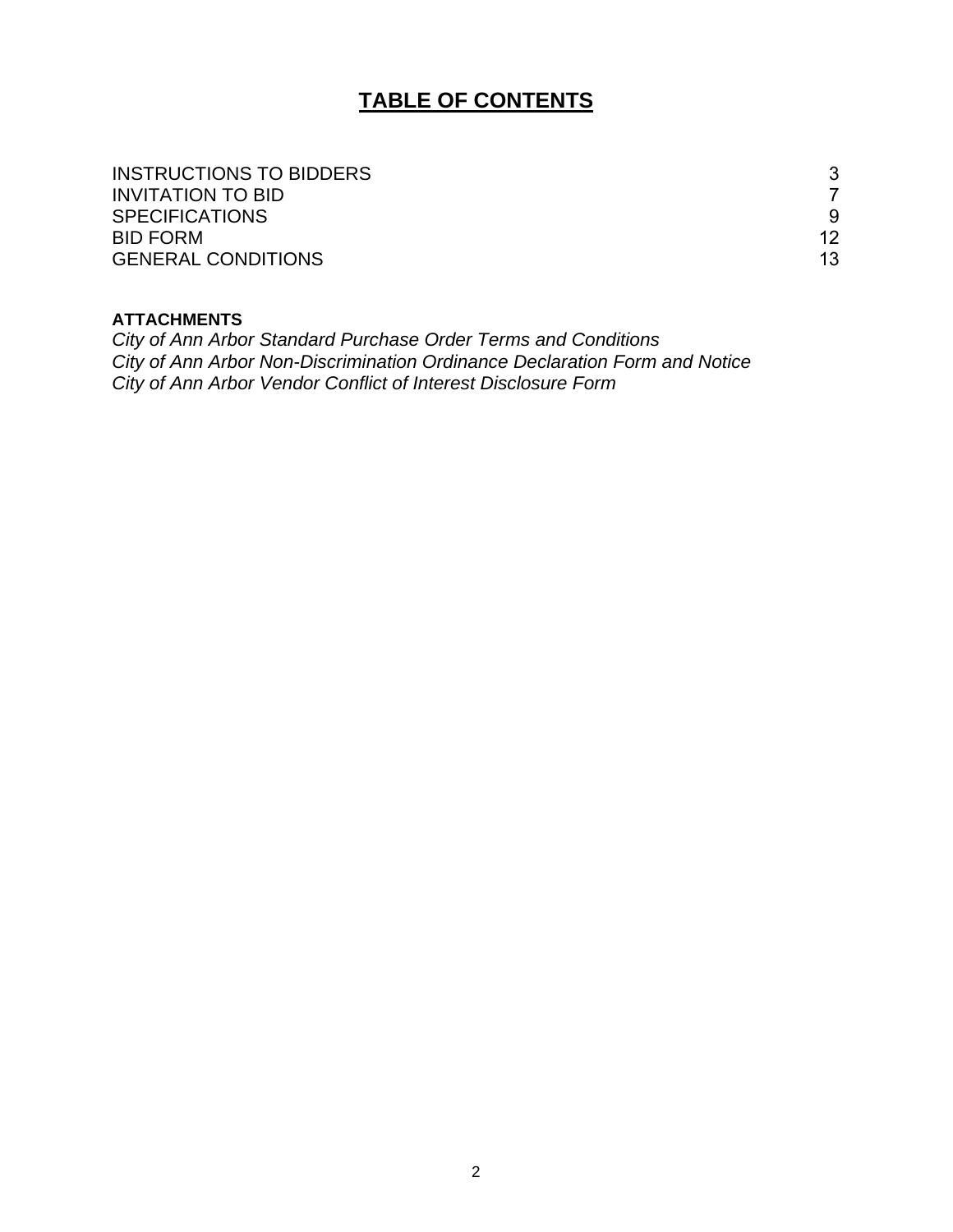# TABLE OF CONTENTS

| | |
|---|---|
| INSTRUCTIONS TO BIDDERS | 3 |
| INVITATION TO BID | 7 |
| SPECIFICATIONS | 9 |
| BID FORM | 12 |
| GENERAL CONDITIONS | 13 |

**ATTACHMENTS**

*City of Ann Arbor Standard Purchase Order Terms and Conditions*
*City of Ann Arbor Non-Discrimination Ordinance Declaration Form and Notice*
*City of Ann Arbor Vendor Conflict of Interest Disclosure Form*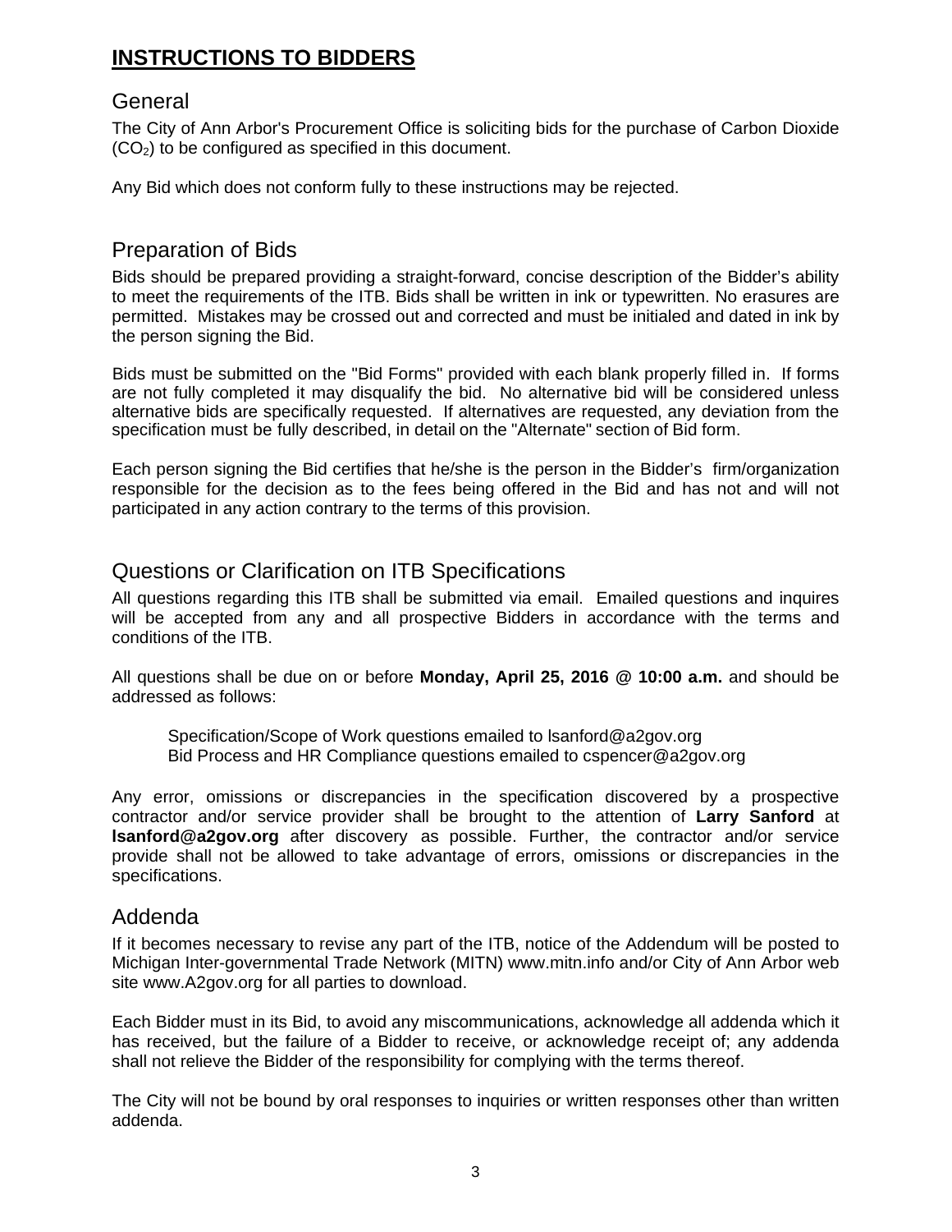# INSTRUCTIONS TO BIDDERS

## General

The City of Ann Arbor's Procurement Office is soliciting bids for the purchase of Carbon Dioxide ($CO_2$) to be configured as specified in this document.

Any Bid which does not conform fully to these instructions may be rejected.

## Preparation of Bids

Bids should be prepared providing a straight-forward, concise description of the Bidder's ability to meet the requirements of the ITB. Bids shall be written in ink or typewritten. No erasures are permitted. Mistakes may be crossed out and corrected and must be initialed and dated in ink by the person signing the Bid.

Bids must be submitted on the "Bid Forms" provided with each blank properly filled in. If forms are not fully completed it may disqualify the bid. No alternative bid will be considered unless alternative bids are specifically requested. If alternatives are requested, any deviation from the specification must be fully described, in detail on the "Alternate" section of Bid form.

Each person signing the Bid certifies that he/she is the person in the Bidder's firm/organization responsible for the decision as to the fees being offered in the Bid and has not and will not participated in any action contrary to the terms of this provision.

## Questions or Clarification on ITB Specifications

All questions regarding this ITB shall be submitted via email. Emailed questions and inquires will be accepted from any and all prospective Bidders in accordance with the terms and conditions of the ITB.

All questions shall be due on or before **Monday, April 25, 2016 @ 10:00 a.m.** and should be addressed as follows:

Specification/Scope of Work questions emailed to lsanford@a2gov.org
Bid Process and HR Compliance questions emailed to cspencer@a2gov.org

Any error, omissions or discrepancies in the specification discovered by a prospective contractor and/or service provider shall be brought to the attention of **Larry Sanford** at **lsanford@a2gov.org** after discovery as possible. Further, the contractor and/or service provide shall not be allowed to take advantage of errors, omissions or discrepancies in the specifications.

## Addenda

If it becomes necessary to revise any part of the ITB, notice of the Addendum will be posted to Michigan Inter-governmental Trade Network (MITN) www.mitn.info and/or City of Ann Arbor web site www.A2gov.org for all parties to download.

Each Bidder must in its Bid, to avoid any miscommunications, acknowledge all addenda which it has received, but the failure of a Bidder to receive, or acknowledge receipt of; any addenda shall not relieve the Bidder of the responsibility for complying with the terms thereof.

The City will not be bound by oral responses to inquiries or written responses other than written addenda.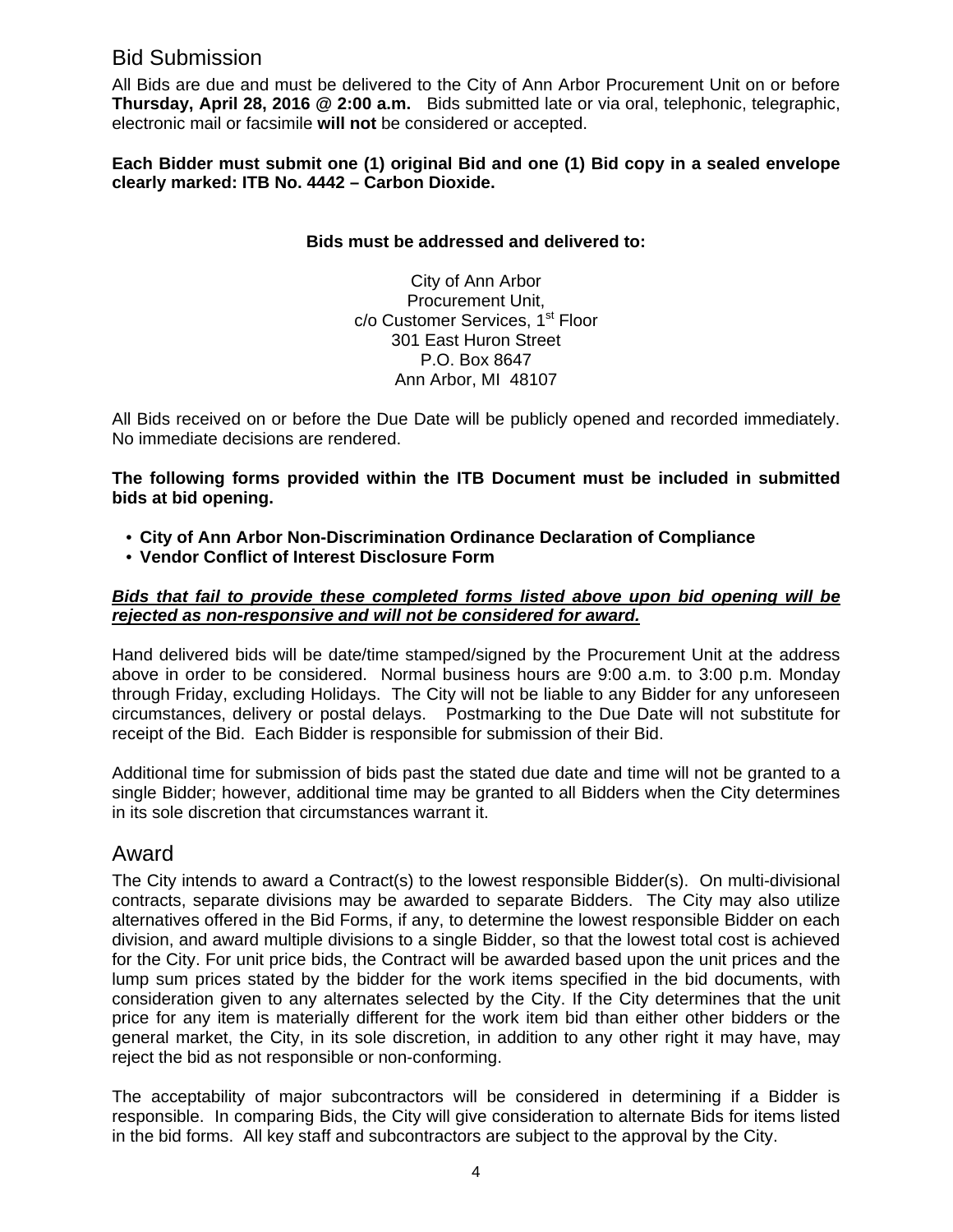## Bid Submission

All Bids are due and must be delivered to the City of Ann Arbor Procurement Unit on or before **Thursday, April 28, 2016 @ 2:00 a.m.** Bids submitted late or via oral, telephonic, telegraphic, electronic mail or facsimile **will not** be considered or accepted.

**Each Bidder must submit one (1) original Bid and one (1) Bid copy in a sealed envelope clearly marked: ITB No. 4442 – Carbon Dioxide.**

**Bids must be addressed and delivered to:**

City of Ann Arbor
Procurement Unit,
c/o Customer Services, 1st Floor
301 East Huron Street
P.O. Box 8647
Ann Arbor, MI 48107

All Bids received on or before the Due Date will be publicly opened and recorded immediately. No immediate decisions are rendered.

**The following forms provided within the ITB Document must be included in submitted bids at bid opening.**

- **City of Ann Arbor Non-Discrimination Ordinance Declaration of Compliance**
- **Vendor Conflict of Interest Disclosure Form**

***Bids that fail to provide these completed forms listed above upon bid opening will be rejected as non-responsive and will not be considered for award.***

Hand delivered bids will be date/time stamped/signed by the Procurement Unit at the address above in order to be considered. Normal business hours are 9:00 a.m. to 3:00 p.m. Monday through Friday, excluding Holidays. The City will not be liable to any Bidder for any unforeseen circumstances, delivery or postal delays. Postmarking to the Due Date will not substitute for receipt of the Bid. Each Bidder is responsible for submission of their Bid.

Additional time for submission of bids past the stated due date and time will not be granted to a single Bidder; however, additional time may be granted to all Bidders when the City determines in its sole discretion that circumstances warrant it.

## Award

The City intends to award a Contract(s) to the lowest responsible Bidder(s). On multi-divisional contracts, separate divisions may be awarded to separate Bidders. The City may also utilize alternatives offered in the Bid Forms, if any, to determine the lowest responsible Bidder on each division, and award multiple divisions to a single Bidder, so that the lowest total cost is achieved for the City. For unit price bids, the Contract will be awarded based upon the unit prices and the lump sum prices stated by the bidder for the work items specified in the bid documents, with consideration given to any alternates selected by the City. If the City determines that the unit price for any item is materially different for the work item bid than either other bidders or the general market, the City, in its sole discretion, in addition to any other right it may have, may reject the bid as not responsible or non-conforming.

The acceptability of major subcontractors will be considered in determining if a Bidder is responsible. In comparing Bids, the City will give consideration to alternate Bids for items listed in the bid forms. All key staff and subcontractors are subject to the approval by the City.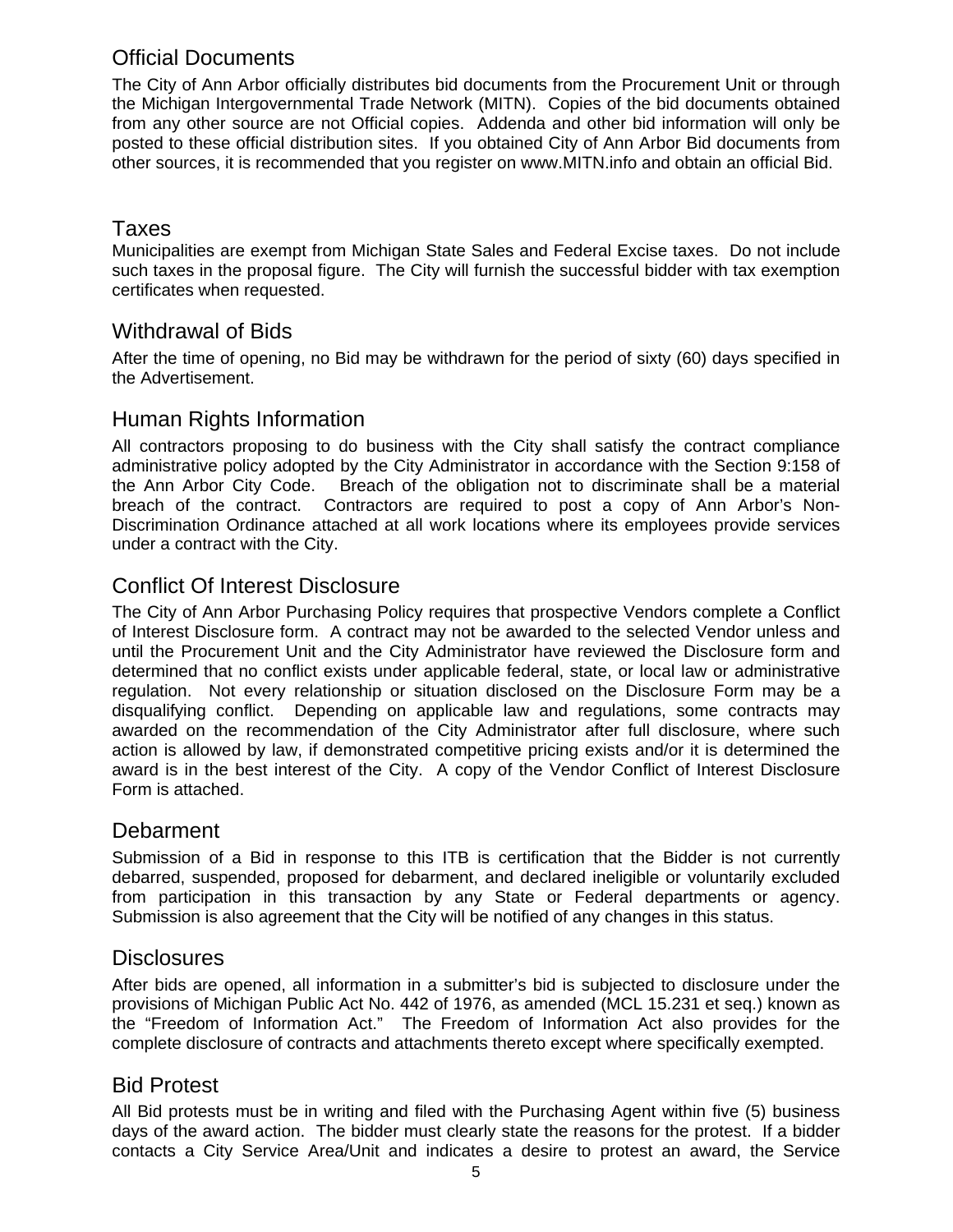## Official Documents

The City of Ann Arbor officially distributes bid documents from the Procurement Unit or through the Michigan Intergovernmental Trade Network (MITN). Copies of the bid documents obtained from any other source are not Official copies. Addenda and other bid information will only be posted to these official distribution sites. If you obtained City of Ann Arbor Bid documents from other sources, it is recommended that you register on www.MITN.info and obtain an official Bid.

## Taxes

Municipalities are exempt from Michigan State Sales and Federal Excise taxes. Do not include such taxes in the proposal figure. The City will furnish the successful bidder with tax exemption certificates when requested.

## Withdrawal of Bids

After the time of opening, no Bid may be withdrawn for the period of sixty (60) days specified in the Advertisement.

## Human Rights Information

All contractors proposing to do business with the City shall satisfy the contract compliance administrative policy adopted by the City Administrator in accordance with the Section 9:158 of the Ann Arbor City Code. Breach of the obligation not to discriminate shall be a material breach of the contract. Contractors are required to post a copy of Ann Arbor's Non-Discrimination Ordinance attached at all work locations where its employees provide services under a contract with the City.

## Conflict Of Interest Disclosure

The City of Ann Arbor Purchasing Policy requires that prospective Vendors complete a Conflict of Interest Disclosure form. A contract may not be awarded to the selected Vendor unless and until the Procurement Unit and the City Administrator have reviewed the Disclosure form and determined that no conflict exists under applicable federal, state, or local law or administrative regulation. Not every relationship or situation disclosed on the Disclosure Form may be a disqualifying conflict. Depending on applicable law and regulations, some contracts may awarded on the recommendation of the City Administrator after full disclosure, where such action is allowed by law, if demonstrated competitive pricing exists and/or it is determined the award is in the best interest of the City. A copy of the Vendor Conflict of Interest Disclosure Form is attached.

## Debarment

Submission of a Bid in response to this ITB is certification that the Bidder is not currently debarred, suspended, proposed for debarment, and declared ineligible or voluntarily excluded from participation in this transaction by any State or Federal departments or agency. Submission is also agreement that the City will be notified of any changes in this status.

## Disclosures

After bids are opened, all information in a submitter's bid is subjected to disclosure under the provisions of Michigan Public Act No. 442 of 1976, as amended (MCL 15.231 et seq.) known as the "Freedom of Information Act." The Freedom of Information Act also provides for the complete disclosure of contracts and attachments thereto except where specifically exempted.

## Bid Protest

All Bid protests must be in writing and filed with the Purchasing Agent within five (5) business days of the award action. The bidder must clearly state the reasons for the protest. If a bidder contacts a City Service Area/Unit and indicates a desire to protest an award, the Service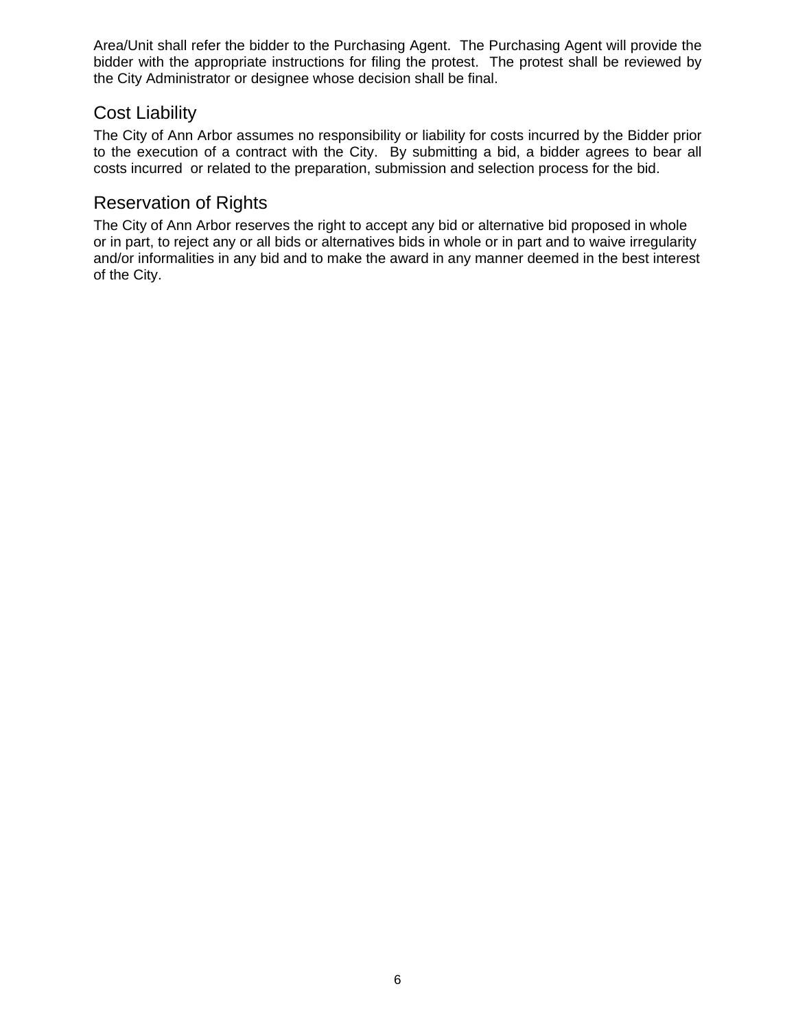Area/Unit shall refer the bidder to the Purchasing Agent. The Purchasing Agent will provide the bidder with the appropriate instructions for filing the protest. The protest shall be reviewed by the City Administrator or designee whose decision shall be final.

## Cost Liability

The City of Ann Arbor assumes no responsibility or liability for costs incurred by the Bidder prior to the execution of a contract with the City. By submitting a bid, a bidder agrees to bear all costs incurred or related to the preparation, submission and selection process for the bid.

## Reservation of Rights

The City of Ann Arbor reserves the right to accept any bid or alternative bid proposed in whole or in part, to reject any or all bids or alternatives bids in whole or in part and to waive irregularity and/or informalities in any bid and to make the award in any manner deemed in the best interest of the City.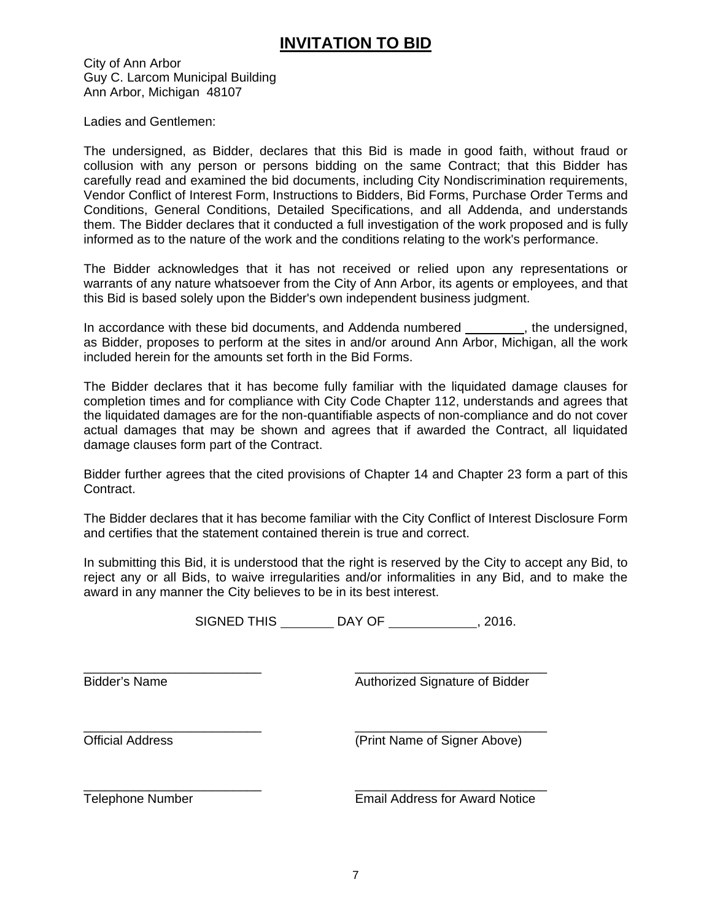# INVITATION TO BID

City of Ann Arbor
Guy C. Larcom Municipal Building
Ann Arbor, Michigan 48107

Ladies and Gentlemen:

The undersigned, as Bidder, declares that this Bid is made in good faith, without fraud or collusion with any person or persons bidding on the same Contract; that this Bidder has carefully read and examined the bid documents, including City Nondiscrimination requirements, Vendor Conflict of Interest Form, Instructions to Bidders, Bid Forms, Purchase Order Terms and Conditions, General Conditions, Detailed Specifications, and all Addenda, and understands them. The Bidder declares that it conducted a full investigation of the work proposed and is fully informed as to the nature of the work and the conditions relating to the work's performance.

The Bidder acknowledges that it has not received or relied upon any representations or warrants of any nature whatsoever from the City of Ann Arbor, its agents or employees, and that this Bid is based solely upon the Bidder's own independent business judgment.

In accordance with these bid documents, and Addenda numbered ________, the undersigned, as Bidder, proposes to perform at the sites in and/or around Ann Arbor, Michigan, all the work included herein for the amounts set forth in the Bid Forms.

The Bidder declares that it has become fully familiar with the liquidated damage clauses for completion times and for compliance with City Code Chapter 112, understands and agrees that the liquidated damages are for the non-quantifiable aspects of non-compliance and do not cover actual damages that may be shown and agrees that if awarded the Contract, all liquidated damage clauses form part of the Contract.

Bidder further agrees that the cited provisions of Chapter 14 and Chapter 23 form a part of this Contract.

The Bidder declares that it has become familiar with the City Conflict of Interest Disclosure Form and certifies that the statement contained therein is true and correct.

In submitting this Bid, it is understood that the right is reserved by the City to accept any Bid, to reject any or all Bids, to waive irregularities and/or informalities in any Bid, and to make the award in any manner the City believes to be in its best interest.

SIGNED THIS ________ DAY OF ____________, 2016.

__________________________ __________________________
Bidder's Name Authorized Signature of Bidder

__________________________ __________________________
Official Address (Print Name of Signer Above)

__________________________ __________________________
Telephone Number Email Address for Award Notice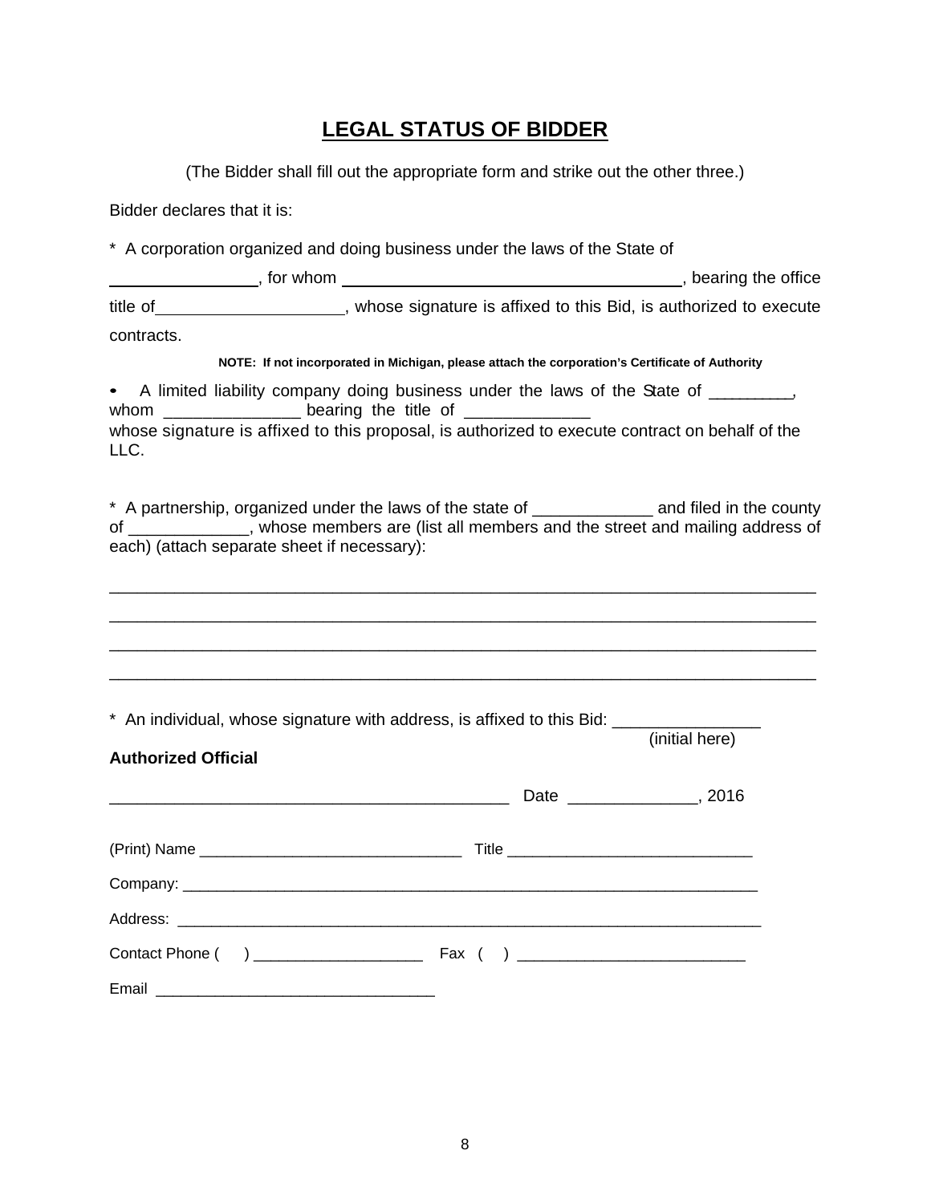# LEGAL STATUS OF BIDDER

(The Bidder shall fill out the appropriate form and strike out the other three.)

Bidder declares that it is:

* A corporation organized and doing business under the laws of the State of ________________, for whom ________________________________________, bearing the office title of____________________, whose signature is affixed to this Bid, is authorized to execute contracts.

**NOTE: If not incorporated in Michigan, please attach the corporation's Certificate of Authority**

• A limited liability company doing business under the laws of the State of _________, whom _______________ bearing the title of ______________ whose signature is affixed to this proposal, is authorized to execute contract on behalf of the LLC.

* A partnership, organized under the laws of the state of _____________ and filed in the county of _____________, whose members are (list all members and the street and mailing address of each) (attach separate sheet if necessary):

_______________________________________________________________________________

_______________________________________________________________________________

_______________________________________________________________________________

_______________________________________________________________________________

* An individual, whose signature with address, is affixed to this Bid: ________________ (initial here)

**Authorized Official**

____________________________________________ Date ______________, 2016

(Print) Name _______________________________ Title ____________________________

Company: ________________________________________________________________________

Address: ________________________________________________________________________

Contact Phone ( ) ____________________ Fax ( ) ___________________________

Email _________________________________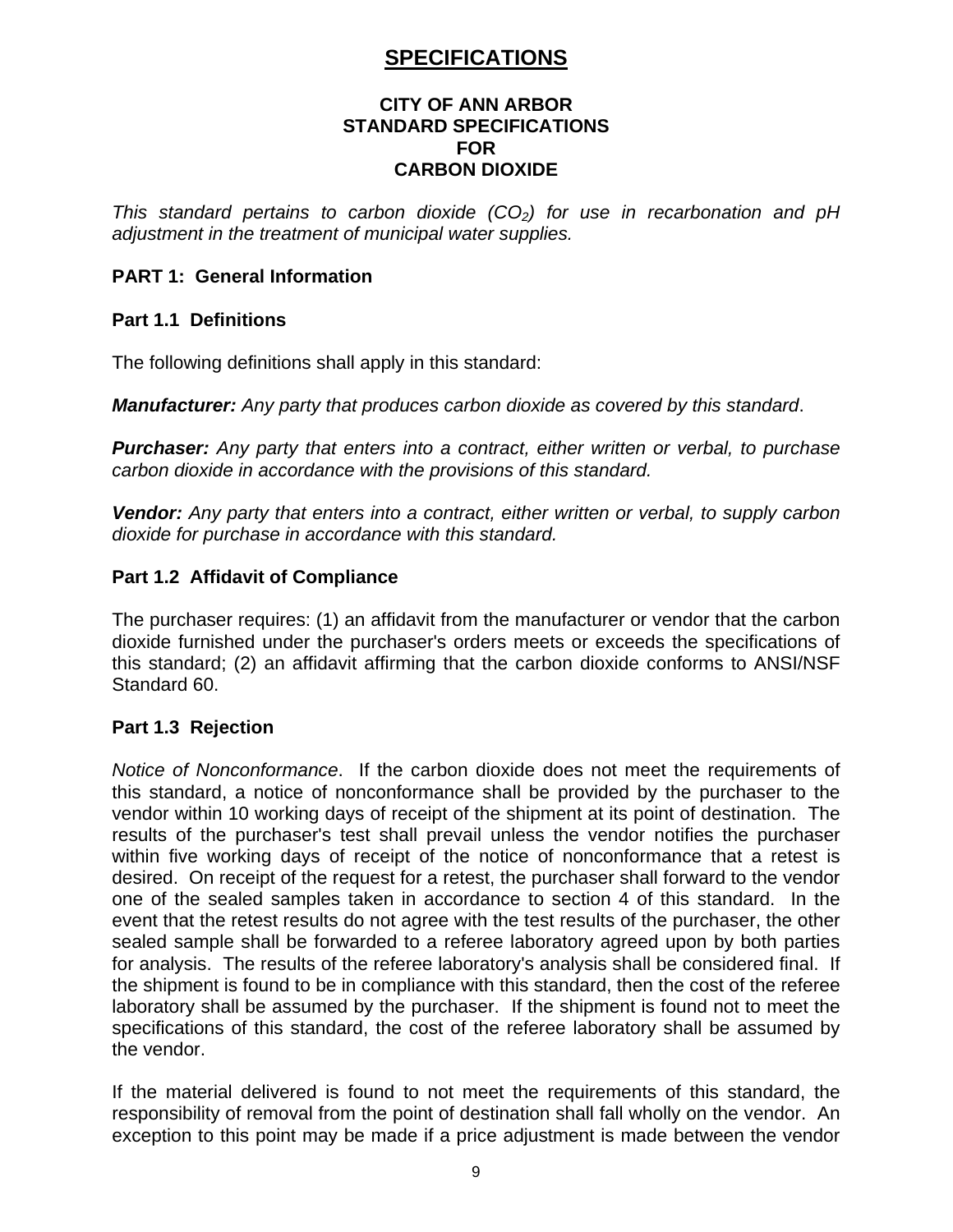# SPECIFICATIONS

**CITY OF ANN ARBOR**
**STANDARD SPECIFICATIONS**
**FOR**
**CARBON DIOXIDE**

*This standard pertains to carbon dioxide ($CO_2$) for use in recarbonation and pH adjustment in the treatment of municipal water supplies.*

## PART 1: General Information

### Part 1.1 Definitions

The following definitions shall apply in this standard:

***Manufacturer:*** *Any party that produces carbon dioxide as covered by this standard*.

***Purchaser:*** *Any party that enters into a contract, either written or verbal, to purchase carbon dioxide in accordance with the provisions of this standard.*

***Vendor:*** *Any party that enters into a contract, either written or verbal, to supply carbon dioxide for purchase in accordance with this standard.*

### Part 1.2 Affidavit of Compliance

The purchaser requires: (1) an affidavit from the manufacturer or vendor that the carbon dioxide furnished under the purchaser's orders meets or exceeds the specifications of this standard; (2) an affidavit affirming that the carbon dioxide conforms to ANSI/NSF Standard 60.

### Part 1.3 Rejection

*Notice of Nonconformance*. If the carbon dioxide does not meet the requirements of this standard, a notice of nonconformance shall be provided by the purchaser to the vendor within 10 working days of receipt of the shipment at its point of destination. The results of the purchaser's test shall prevail unless the vendor notifies the purchaser within five working days of receipt of the notice of nonconformance that a retest is desired. On receipt of the request for a retest, the purchaser shall forward to the vendor one of the sealed samples taken in accordance to section 4 of this standard. In the event that the retest results do not agree with the test results of the purchaser, the other sealed sample shall be forwarded to a referee laboratory agreed upon by both parties for analysis. The results of the referee laboratory's analysis shall be considered final. If the shipment is found to be in compliance with this standard, then the cost of the referee laboratory shall be assumed by the purchaser. If the shipment is found not to meet the specifications of this standard, the cost of the referee laboratory shall be assumed by the vendor.

If the material delivered is found to not meet the requirements of this standard, the responsibility of removal from the point of destination shall fall wholly on the vendor. An exception to this point may be made if a price adjustment is made between the vendor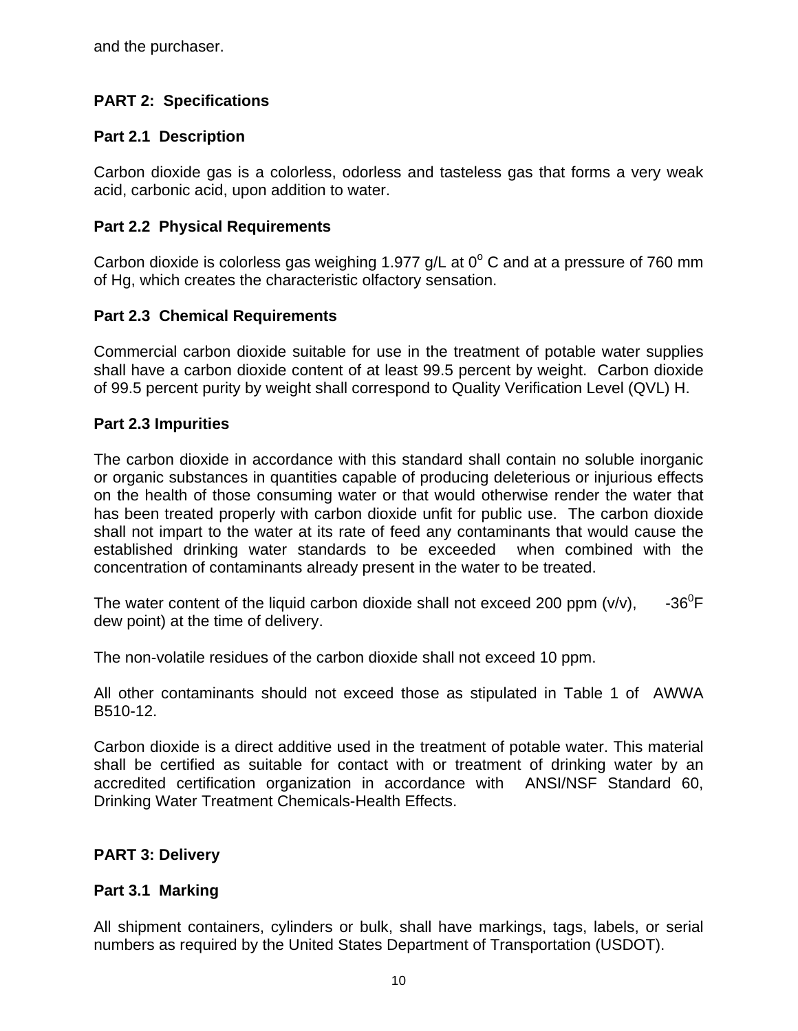and the purchaser.

## PART 2: Specifications

### Part 2.1 Description

Carbon dioxide gas is a colorless, odorless and tasteless gas that forms a very weak acid, carbonic acid, upon addition to water.

### Part 2.2 Physical Requirements

Carbon dioxide is colorless gas weighing 1.977 g/L at $0^{o}$ C and at a pressure of 760 mm of Hg, which creates the characteristic olfactory sensation.

### Part 2.3 Chemical Requirements

Commercial carbon dioxide suitable for use in the treatment of potable water supplies shall have a carbon dioxide content of at least 99.5 percent by weight. Carbon dioxide of 99.5 percent purity by weight shall correspond to Quality Verification Level (QVL) H.

### Part 2.3 Impurities

The carbon dioxide in accordance with this standard shall contain no soluble inorganic or organic substances in quantities capable of producing deleterious or injurious effects on the health of those consuming water or that would otherwise render the water that has been treated properly with carbon dioxide unfit for public use. The carbon dioxide shall not impart to the water at its rate of feed any contaminants that would cause the established drinking water standards to be exceeded when combined with the concentration of contaminants already present in the water to be treated.

The water content of the liquid carbon dioxide shall not exceed 200 ppm (v/v), $-36^{0}$F dew point) at the time of delivery.

The non-volatile residues of the carbon dioxide shall not exceed 10 ppm.

All other contaminants should not exceed those as stipulated in Table 1 of AWWA B510-12.

Carbon dioxide is a direct additive used in the treatment of potable water. This material shall be certified as suitable for contact with or treatment of drinking water by an accredited certification organization in accordance with ANSI/NSF Standard 60, Drinking Water Treatment Chemicals-Health Effects.

## PART 3: Delivery

### Part 3.1 Marking

All shipment containers, cylinders or bulk, shall have markings, tags, labels, or serial numbers as required by the United States Department of Transportation (USDOT).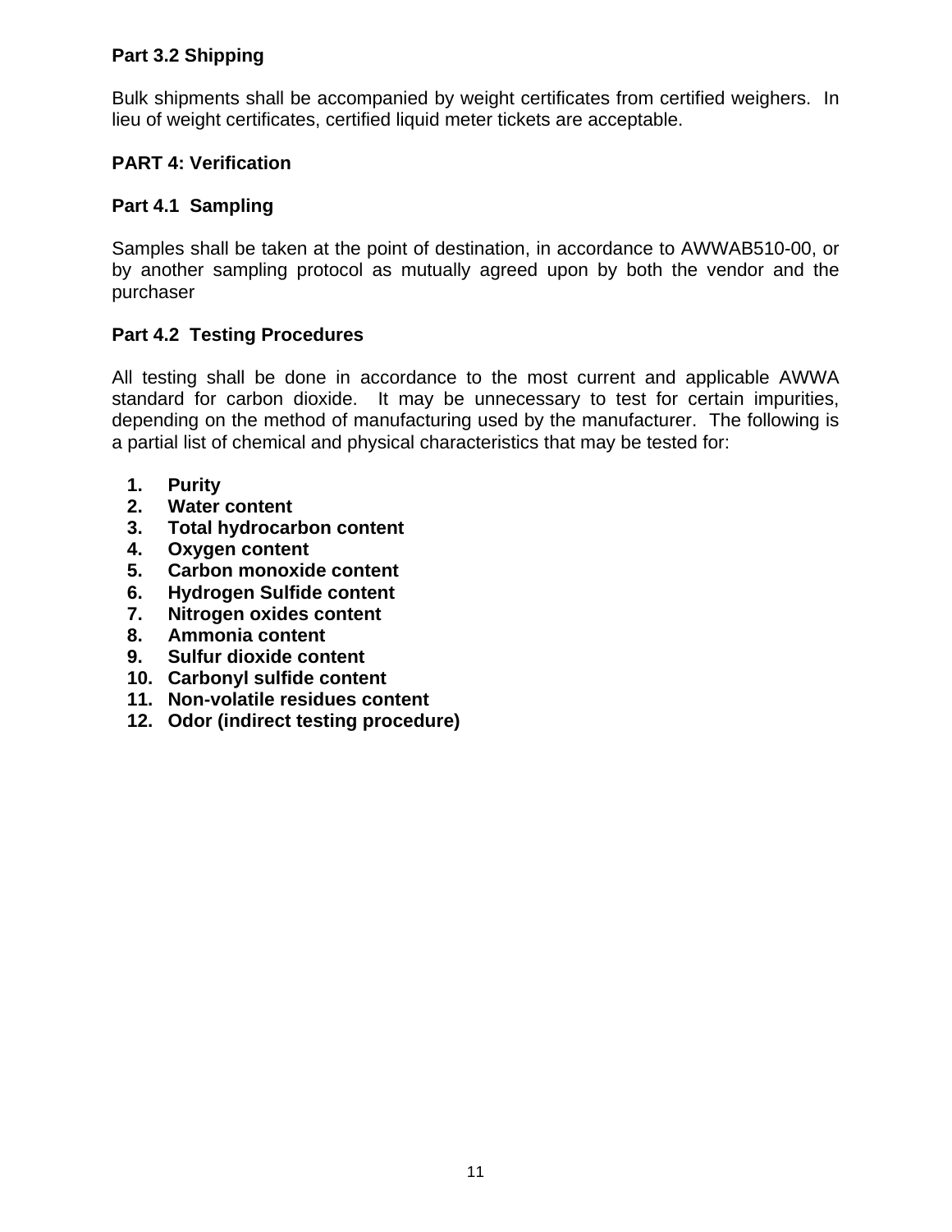### Part 3.2 Shipping

Bulk shipments shall be accompanied by weight certificates from certified weighers. In lieu of weight certificates, certified liquid meter tickets are acceptable.

## PART 4: Verification

### Part 4.1 Sampling

Samples shall be taken at the point of destination, in accordance to AWWAB510-00, or by another sampling protocol as mutually agreed upon by both the vendor and the purchaser

### Part 4.2 Testing Procedures

All testing shall be done in accordance to the most current and applicable AWWA standard for carbon dioxide. It may be unnecessary to test for certain impurities, depending on the method of manufacturing used by the manufacturer. The following is a partial list of chemical and physical characteristics that may be tested for:

1. **Purity**
2. **Water content**
3. **Total hydrocarbon content**
4. **Oxygen content**
5. **Carbon monoxide content**
6. **Hydrogen Sulfide content**
7. **Nitrogen oxides content**
8. **Ammonia content**
9. **Sulfur dioxide content**
10. **Carbonyl sulfide content**
11. **Non-volatile residues content**
12. **Odor (indirect testing procedure)**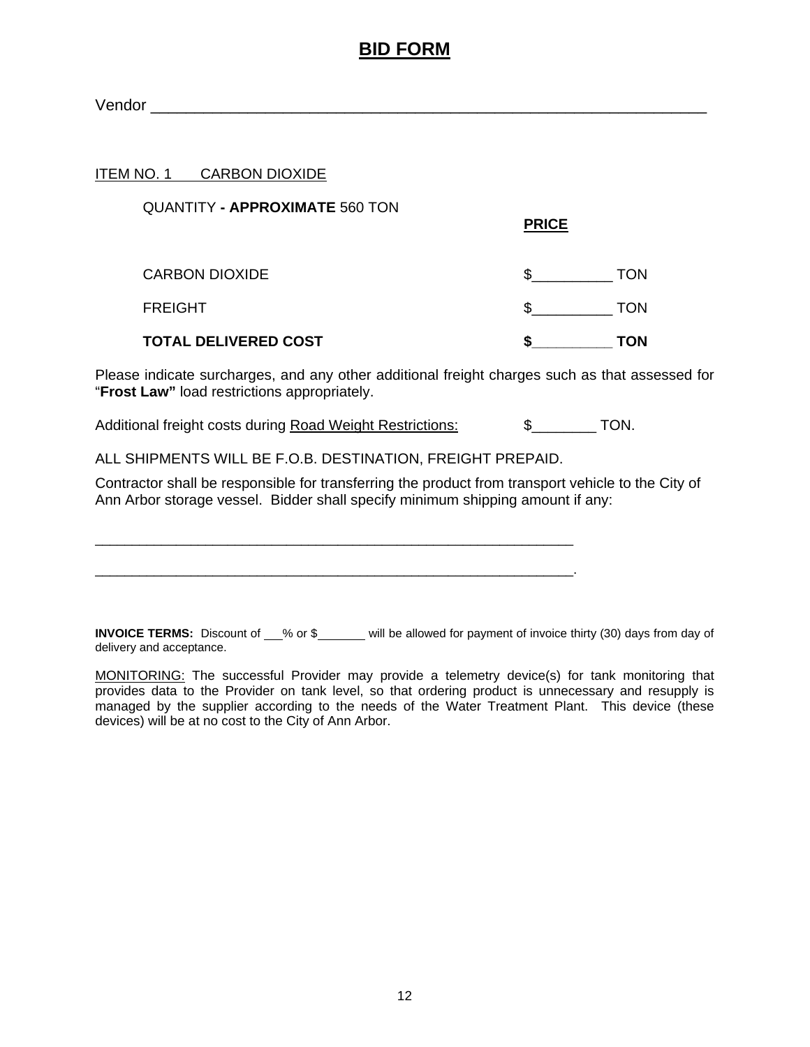# BID FORM

Vendor ________________________________________________________________

ITEM NO. 1 CARBON DIOXIDE

QUANTITY - **APPROXIMATE** 560 TON

| | **PRICE** |
|---|---|
| CARBON DIOXIDE | $__________ TON |
| FREIGHT | $__________ TON |
| **TOTAL DELIVERED COST** | **$__________ TON** |

Please indicate surcharges, and any other additional freight charges such as that assessed for "**Frost Law"** load restrictions appropriately.

Additional freight costs during Road Weight Restrictions: $________ TON.

ALL SHIPMENTS WILL BE F.O.B. DESTINATION, FREIGHT PREPAID.

Contractor shall be responsible for transferring the product from transport vehicle to the City of Ann Arbor storage vessel. Bidder shall specify minimum shipping amount if any:

_____________________________________________________________

_____________________________________________________________.

**INVOICE TERMS:** Discount of ___% or $_______ will be allowed for payment of invoice thirty (30) days from day of delivery and acceptance.

MONITORING: The successful Provider may provide a telemetry device(s) for tank monitoring that provides data to the Provider on tank level, so that ordering product is unnecessary and resupply is managed by the supplier according to the needs of the Water Treatment Plant. This device (these devices) will be at no cost to the City of Ann Arbor.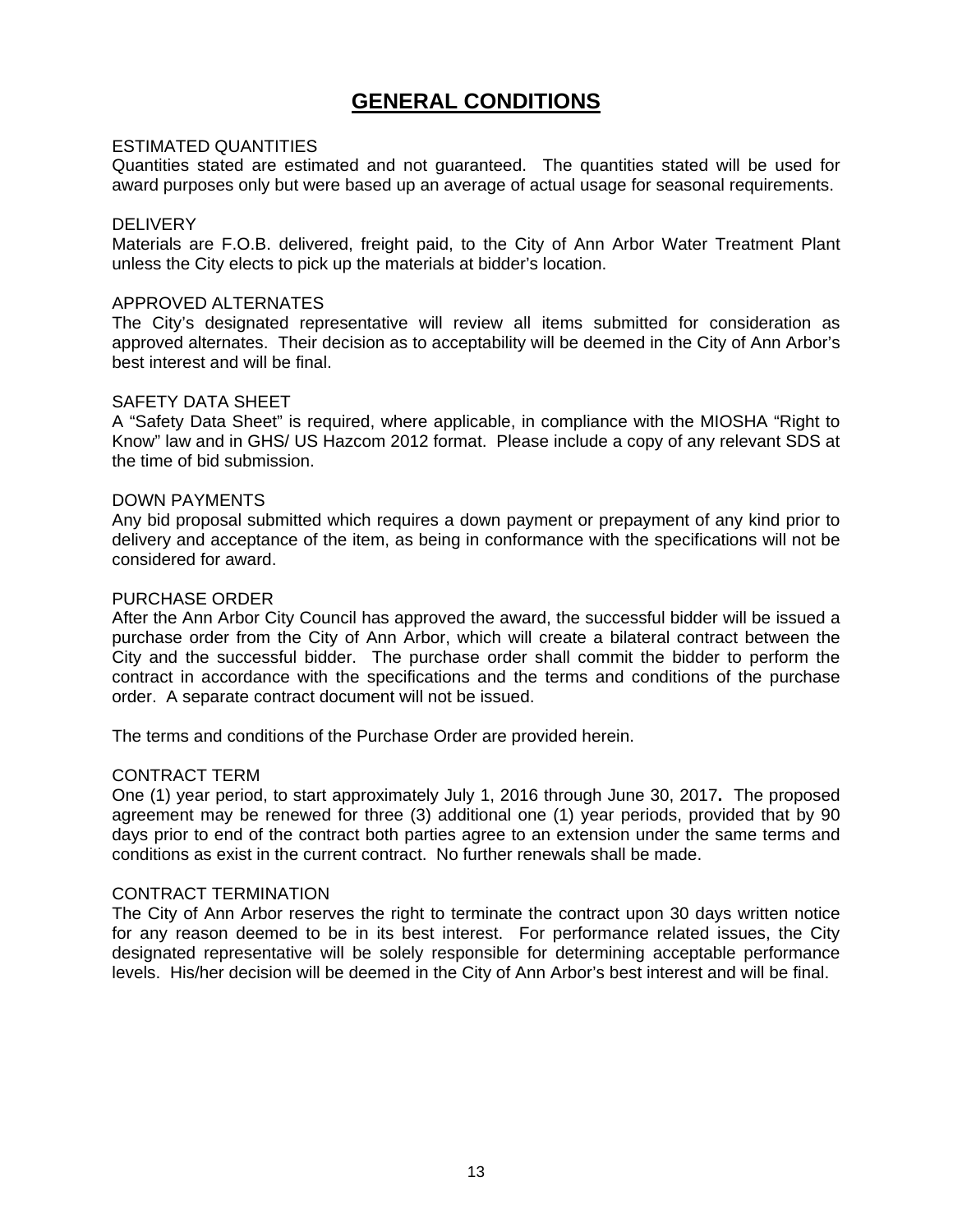# GENERAL CONDITIONS

ESTIMATED QUANTITIES

Quantities stated are estimated and not guaranteed. The quantities stated will be used for award purposes only but were based up an average of actual usage for seasonal requirements.

DELIVERY

Materials are F.O.B. delivered, freight paid, to the City of Ann Arbor Water Treatment Plant unless the City elects to pick up the materials at bidder's location.

APPROVED ALTERNATES

The City's designated representative will review all items submitted for consideration as approved alternates. Their decision as to acceptability will be deemed in the City of Ann Arbor's best interest and will be final.

SAFETY DATA SHEET

A "Safety Data Sheet" is required, where applicable, in compliance with the MIOSHA "Right to Know" law and in GHS/ US Hazcom 2012 format. Please include a copy of any relevant SDS at the time of bid submission.

DOWN PAYMENTS

Any bid proposal submitted which requires a down payment or prepayment of any kind prior to delivery and acceptance of the item, as being in conformance with the specifications will not be considered for award.

PURCHASE ORDER

After the Ann Arbor City Council has approved the award, the successful bidder will be issued a purchase order from the City of Ann Arbor, which will create a bilateral contract between the City and the successful bidder. The purchase order shall commit the bidder to perform the contract in accordance with the specifications and the terms and conditions of the purchase order. A separate contract document will not be issued.

The terms and conditions of the Purchase Order are provided herein.

CONTRACT TERM

One (1) year period, to start approximately July 1, 2016 through June 30, 2017**.** The proposed agreement may be renewed for three (3) additional one (1) year periods, provided that by 90 days prior to end of the contract both parties agree to an extension under the same terms and conditions as exist in the current contract. No further renewals shall be made.

CONTRACT TERMINATION

The City of Ann Arbor reserves the right to terminate the contract upon 30 days written notice for any reason deemed to be in its best interest. For performance related issues, the City designated representative will be solely responsible for determining acceptable performance levels. His/her decision will be deemed in the City of Ann Arbor's best interest and will be final.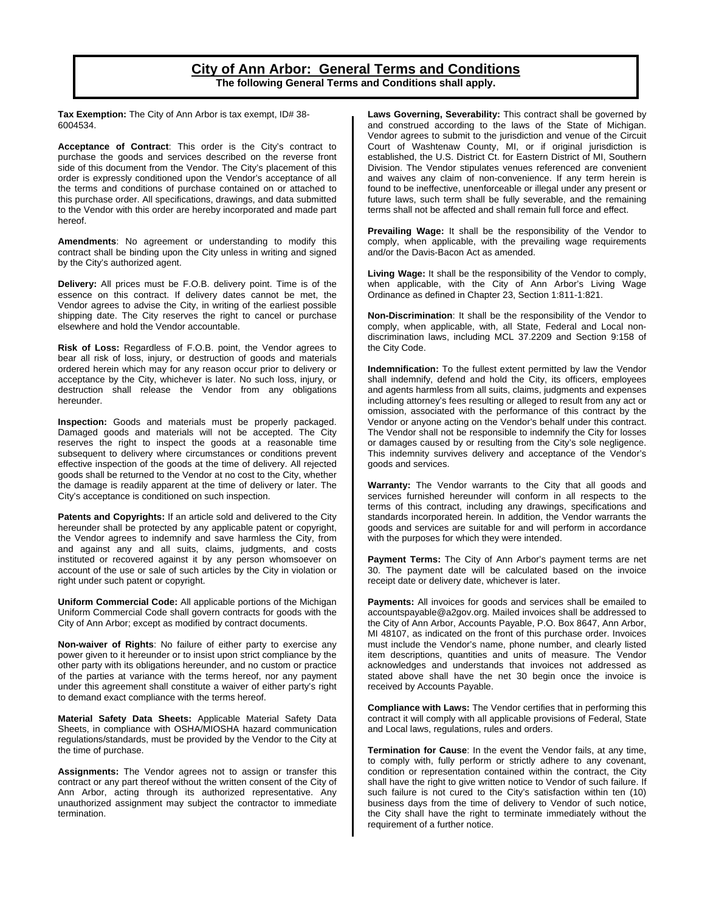# City of Ann Arbor: General Terms and Conditions

**The following General Terms and Conditions shall apply.**

**Tax Exemption:** The City of Ann Arbor is tax exempt, ID# 38-6004534.

**Acceptance of Contract**: This order is the City's contract to purchase the goods and services described on the reverse front side of this document from the Vendor. The City's placement of this order is expressly conditioned upon the Vendor's acceptance of all the terms and conditions of purchase contained on or attached to this purchase order. All specifications, drawings, and data submitted to the Vendor with this order are hereby incorporated and made part hereof.

**Amendments**: No agreement or understanding to modify this contract shall be binding upon the City unless in writing and signed by the City's authorized agent.

**Delivery:** All prices must be F.O.B. delivery point. Time is of the essence on this contract. If delivery dates cannot be met, the Vendor agrees to advise the City, in writing of the earliest possible shipping date. The City reserves the right to cancel or purchase elsewhere and hold the Vendor accountable.

**Risk of Loss:** Regardless of F.O.B. point, the Vendor agrees to bear all risk of loss, injury, or destruction of goods and materials ordered herein which may for any reason occur prior to delivery or acceptance by the City, whichever is later. No such loss, injury, or destruction shall release the Vendor from any obligations hereunder.

**Inspection:** Goods and materials must be properly packaged. Damaged goods and materials will not be accepted. The City reserves the right to inspect the goods at a reasonable time subsequent to delivery where circumstances or conditions prevent effective inspection of the goods at the time of delivery. All rejected goods shall be returned to the Vendor at no cost to the City, whether the damage is readily apparent at the time of delivery or later. The City's acceptance is conditioned on such inspection.

**Patents and Copyrights:** If an article sold and delivered to the City hereunder shall be protected by any applicable patent or copyright, the Vendor agrees to indemnify and save harmless the City, from and against any and all suits, claims, judgments, and costs instituted or recovered against it by any person whomsoever on account of the use or sale of such articles by the City in violation or right under such patent or copyright.

**Uniform Commercial Code:** All applicable portions of the Michigan Uniform Commercial Code shall govern contracts for goods with the City of Ann Arbor; except as modified by contract documents.

**Non-waiver of Rights**: No failure of either party to exercise any power given to it hereunder or to insist upon strict compliance by the other party with its obligations hereunder, and no custom or practice of the parties at variance with the terms hereof, nor any payment under this agreement shall constitute a waiver of either party's right to demand exact compliance with the terms hereof.

**Material Safety Data Sheets:** Applicable Material Safety Data Sheets, in compliance with OSHA/MIOSHA hazard communication regulations/standards, must be provided by the Vendor to the City at the time of purchase.

**Assignments:** The Vendor agrees not to assign or transfer this contract or any part thereof without the written consent of the City of Ann Arbor, acting through its authorized representative. Any unauthorized assignment may subject the contractor to immediate termination.

**Laws Governing, Severability:** This contract shall be governed by and construed according to the laws of the State of Michigan. Vendor agrees to submit to the jurisdiction and venue of the Circuit Court of Washtenaw County, MI, or if original jurisdiction is established, the U.S. District Ct. for Eastern District of MI, Southern Division. The Vendor stipulates venues referenced are convenient and waives any claim of non-convenience. If any term herein is found to be ineffective, unenforceable or illegal under any present or future laws, such term shall be fully severable, and the remaining terms shall not be affected and shall remain full force and effect.

**Prevailing Wage:** It shall be the responsibility of the Vendor to comply, when applicable, with the prevailing wage requirements and/or the Davis-Bacon Act as amended.

**Living Wage:** It shall be the responsibility of the Vendor to comply, when applicable, with the City of Ann Arbor's Living Wage Ordinance as defined in Chapter 23, Section 1:811-1:821.

**Non-Discrimination**: It shall be the responsibility of the Vendor to comply, when applicable, with, all State, Federal and Local non-discrimination laws, including MCL 37.2209 and Section 9:158 of the City Code.

**Indemnification:** To the fullest extent permitted by law the Vendor shall indemnify, defend and hold the City, its officers, employees and agents harmless from all suits, claims, judgments and expenses including attorney's fees resulting or alleged to result from any act or omission, associated with the performance of this contract by the Vendor or anyone acting on the Vendor's behalf under this contract. The Vendor shall not be responsible to indemnify the City for losses or damages caused by or resulting from the City's sole negligence. This indemnity survives delivery and acceptance of the Vendor's goods and services.

**Warranty:** The Vendor warrants to the City that all goods and services furnished hereunder will conform in all respects to the terms of this contract, including any drawings, specifications and standards incorporated herein. In addition, the Vendor warrants the goods and services are suitable for and will perform in accordance with the purposes for which they were intended.

**Payment Terms:** The City of Ann Arbor's payment terms are net 30. The payment date will be calculated based on the invoice receipt date or delivery date, whichever is later.

**Payments:** All invoices for goods and services shall be emailed to accountspayable@a2gov.org. Mailed invoices shall be addressed to the City of Ann Arbor, Accounts Payable, P.O. Box 8647, Ann Arbor, MI 48107, as indicated on the front of this purchase order. Invoices must include the Vendor's name, phone number, and clearly listed item descriptions, quantities and units of measure. The Vendor acknowledges and understands that invoices not addressed as stated above shall have the net 30 begin once the invoice is received by Accounts Payable.

**Compliance with Laws:** The Vendor certifies that in performing this contract it will comply with all applicable provisions of Federal, State and Local laws, regulations, rules and orders.

**Termination for Cause**: In the event the Vendor fails, at any time, to comply with, fully perform or strictly adhere to any covenant, condition or representation contained within the contract, the City shall have the right to give written notice to Vendor of such failure. If such failure is not cured to the City's satisfaction within ten (10) business days from the time of delivery to Vendor of such notice, the City shall have the right to terminate immediately without the requirement of a further notice.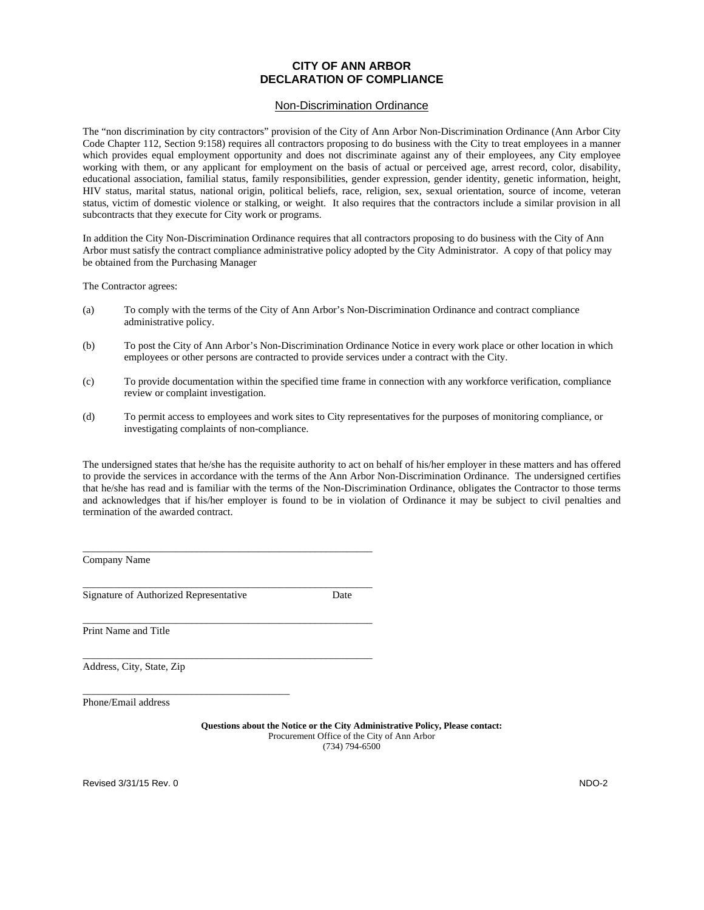# CITY OF ANN ARBOR
# DECLARATION OF COMPLIANCE

## Non-Discrimination Ordinance

The "non discrimination by city contractors" provision of the City of Ann Arbor Non-Discrimination Ordinance (Ann Arbor City Code Chapter 112, Section 9:158) requires all contractors proposing to do business with the City to treat employees in a manner which provides equal employment opportunity and does not discriminate against any of their employees, any City employee working with them, or any applicant for employment on the basis of actual or perceived age, arrest record, color, disability, educational association, familial status, family responsibilities, gender expression, gender identity, genetic information, height, HIV status, marital status, national origin, political beliefs, race, religion, sex, sexual orientation, source of income, veteran status, victim of domestic violence or stalking, or weight. It also requires that the contractors include a similar provision in all subcontracts that they execute for City work or programs.

In addition the City Non-Discrimination Ordinance requires that all contractors proposing to do business with the City of Ann Arbor must satisfy the contract compliance administrative policy adopted by the City Administrator. A copy of that policy may be obtained from the Purchasing Manager

The Contractor agrees:

(a) To comply with the terms of the City of Ann Arbor's Non-Discrimination Ordinance and contract compliance administrative policy.

(b) To post the City of Ann Arbor's Non-Discrimination Ordinance Notice in every work place or other location in which employees or other persons are contracted to provide services under a contract with the City.

(c) To provide documentation within the specified time frame in connection with any workforce verification, compliance review or complaint investigation.

(d) To permit access to employees and work sites to City representatives for the purposes of monitoring compliance, or investigating complaints of non-compliance.

The undersigned states that he/she has the requisite authority to act on behalf of his/her employer in these matters and has offered to provide the services in accordance with the terms of the Ann Arbor Non-Discrimination Ordinance. The undersigned certifies that he/she has read and is familiar with the terms of the Non-Discrimination Ordinance, obligates the Contractor to those terms and acknowledges that if his/her employer is found to be in violation of Ordinance it may be subject to civil penalties and termination of the awarded contract.

\_\_\_\_\_\_\_\_\_\_\_\_\_\_\_\_\_\_\_\_\_\_\_\_\_\_\_\_\_\_\_\_\_\_\_\_\_\_\_\_\_\_\_\_\_\_\_\_
Company Name

\_\_\_\_\_\_\_\_\_\_\_\_\_\_\_\_\_\_\_\_\_\_\_\_\_\_\_\_\_\_\_\_\_\_\_\_\_\_\_\_\_\_\_\_\_\_\_\_
Signature of Authorized Representative                    Date

\_\_\_\_\_\_\_\_\_\_\_\_\_\_\_\_\_\_\_\_\_\_\_\_\_\_\_\_\_\_\_\_\_\_\_\_\_\_\_\_\_\_\_\_\_\_\_\_
Print Name and Title

\_\_\_\_\_\_\_\_\_\_\_\_\_\_\_\_\_\_\_\_\_\_\_\_\_\_\_\_\_\_\_\_\_\_\_\_\_\_\_\_\_\_\_\_\_\_\_\_
Address, City, State, Zip

\_\_\_\_\_\_\_\_\_\_\_\_\_\_\_\_\_\_\_\_\_\_\_\_\_\_\_\_\_\_\_\_\_\_\_\_\_\_\_\_
Phone/Email address

**Questions about the Notice or the City Administrative Policy, Please contact:**
Procurement Office of the City of Ann Arbor
(734) 794-6500

Revised 3/31/15 Rev. 0 NDO-2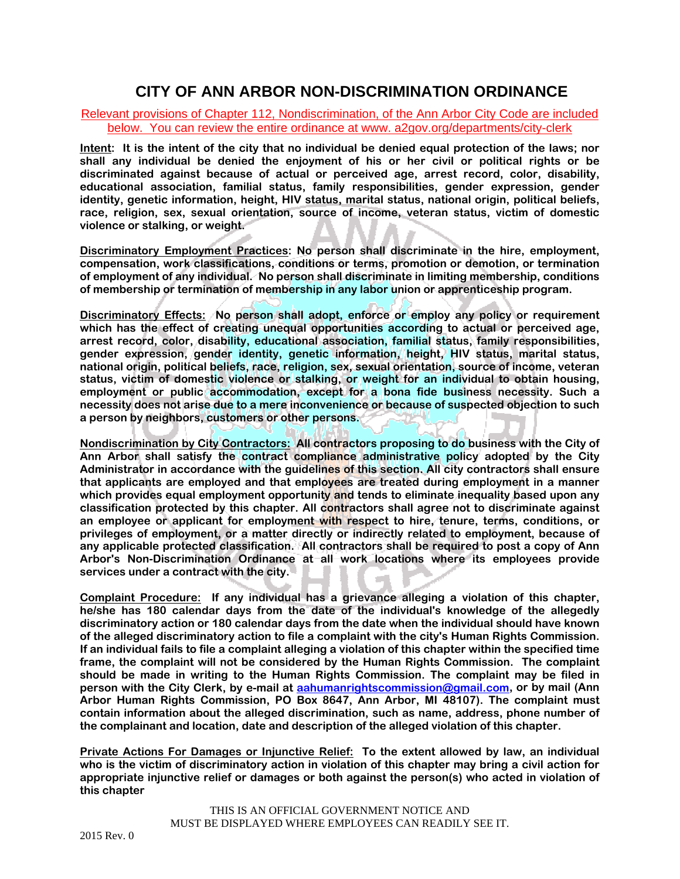# CITY OF ANN ARBOR NON-DISCRIMINATION ORDINANCE

Relevant provisions of Chapter 112, Nondiscrimination, of the Ann Arbor City Code are included below. You can review the entire ordinance at www. a2gov.org/departments/city-clerk

**Intent: It is the intent of the city that no individual be denied equal protection of the laws; nor shall any individual be denied the enjoyment of his or her civil or political rights or be discriminated against because of actual or perceived age, arrest record, color, disability, educational association, familial status, family responsibilities, gender expression, gender identity, genetic information, height, HIV status, marital status, national origin, political beliefs, race, religion, sex, sexual orientation, source of income, veteran status, victim of domestic violence or stalking, or weight.**

**Discriminatory Employment Practices: No person shall discriminate in the hire, employment, compensation, work classifications, conditions or terms, promotion or demotion, or termination of employment of any individual. No person shall discriminate in limiting membership, conditions of membership or termination of membership in any labor union or apprenticeship program.**

**Discriminatory Effects: No person shall adopt, enforce or employ any policy or requirement which has the effect of creating unequal opportunities according to actual or perceived age, arrest record, color, disability, educational association, familial status, family responsibilities, gender expression, gender identity, genetic information, height, HIV status, marital status, national origin, political beliefs, race, religion, sex, sexual orientation, source of income, veteran status, victim of domestic violence or stalking, or weight for an individual to obtain housing, employment or public accommodation, except for a bona fide business necessity. Such a necessity does not arise due to a mere inconvenience or because of suspected objection to such a person by neighbors, customers or other persons.**

**Nondiscrimination by City Contractors: All contractors proposing to do business with the City of Ann Arbor shall satisfy the contract compliance administrative policy adopted by the City Administrator in accordance with the guidelines of this section. All city contractors shall ensure that applicants are employed and that employees are treated during employment in a manner which provides equal employment opportunity and tends to eliminate inequality based upon any classification protected by this chapter. All contractors shall agree not to discriminate against an employee or applicant for employment with respect to hire, tenure, terms, conditions, or privileges of employment, or a matter directly or indirectly related to employment, because of any applicable protected classification. All contractors shall be required to post a copy of Ann Arbor's Non-Discrimination Ordinance at all work locations where its employees provide services under a contract with the city.**

**Complaint Procedure: If any individual has a grievance alleging a violation of this chapter, he/she has 180 calendar days from the date of the individual's knowledge of the allegedly discriminatory action or 180 calendar days from the date when the individual should have known of the alleged discriminatory action to file a complaint with the city's Human Rights Commission. If an individual fails to file a complaint alleging a violation of this chapter within the specified time frame, the complaint will not be considered by the Human Rights Commission. The complaint should be made in writing to the Human Rights Commission. The complaint may be filed in person with the City Clerk, by e-mail at aahumanrightscommission@gmail.com, or by mail (Ann Arbor Human Rights Commission, PO Box 8647, Ann Arbor, MI 48107). The complaint must contain information about the alleged discrimination, such as name, address, phone number of the complainant and location, date and description of the alleged violation of this chapter.**

**Private Actions For Damages or Injunctive Relief: To the extent allowed by law, an individual who is the victim of discriminatory action in violation of this chapter may bring a civil action for appropriate injunctive relief or damages or both against the person(s) who acted in violation of this chapter**

THIS IS AN OFFICIAL GOVERNMENT NOTICE AND
MUST BE DISPLAYED WHERE EMPLOYEES CAN READILY SEE IT.

2015 Rev. 0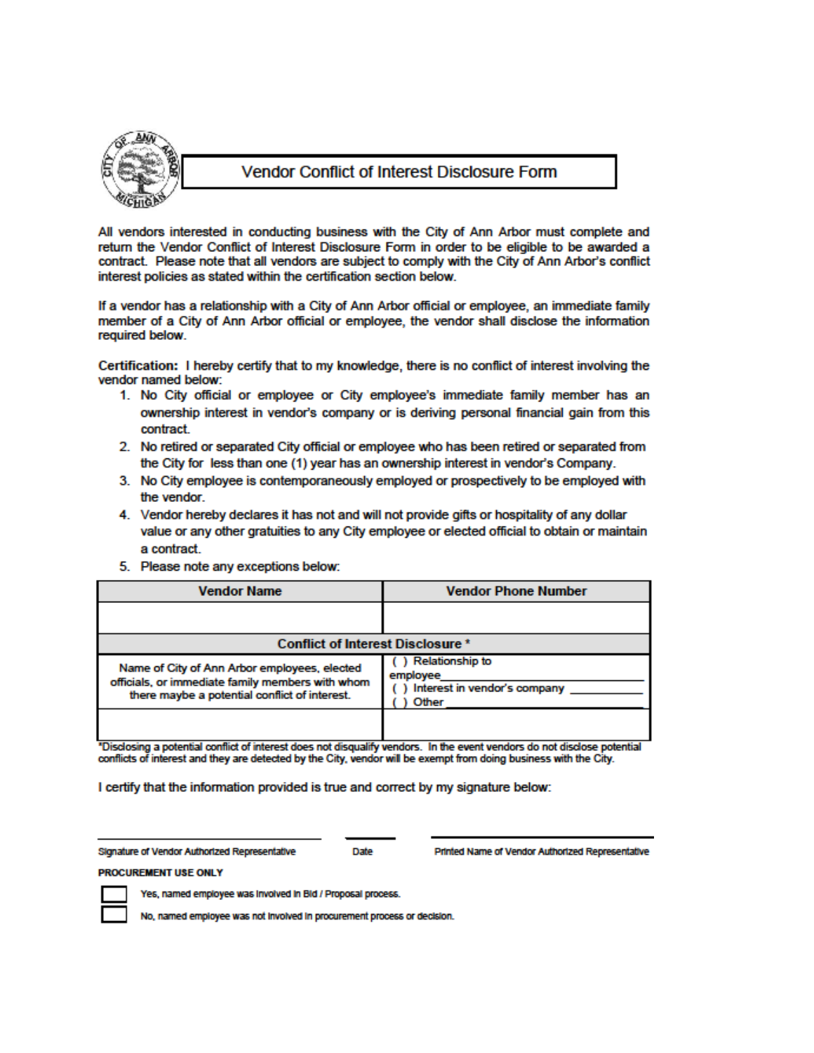# Vendor Conflict of Interest Disclosure Form

All vendors interested in conducting business with the City of Ann Arbor must complete and return the Vendor Conflict of Interest Disclosure Form in order to be eligible to be awarded a contract. Please note that all vendors are subject to comply with the City of Ann Arbor's conflict interest policies as stated within the certification section below.

If a vendor has a relationship with a City of Ann Arbor official or employee, an immediate family member of a City of Ann Arbor official or employee, the vendor shall disclose the information required below.

**Certification:** I hereby certify that to my knowledge, there is no conflict of interest involving the vendor named below:

1. No City official or employee or City employee's immediate family member has an ownership interest in vendor's company or is deriving personal financial gain from this contract.
2. No retired or separated City official or employee who has been retired or separated from the City for less than one (1) year has an ownership interest in vendor's Company.
3. No City employee is contemporaneously employed or prospectively to be employed with the vendor.
4. Vendor hereby declares it has not and will not provide gifts or hospitality of any dollar value or any other gratuities to any City employee or elected official to obtain or maintain a contract.
5. Please note any exceptions below:

| **Vendor Name** | **Vendor Phone Number** |
|---|---|
| | |
| **Conflict of Interest Disclosure *** | |
| Name of City of Ann Arbor employees, elected officials, or immediate family members with whom there maybe a potential conflict of interest. | ( ) Relationship to employee\_\_\_\_\_\_\_\_\_\_<br>( ) Interest in vendor's company \_\_\_\_\_\_\_\_\_\_<br>( ) Other \_\_\_\_\_\_\_\_\_\_ |
| | |

*Disclosing a potential conflict of interest does not disqualify vendors. In the event vendors do not disclose potential conflicts of interest and they are detected by the City, vendor will be exempt from doing business with the City.

I certify that the information provided is true and correct by my signature below:

\_\_\_\_\_\_\_\_\_\_\_\_\_\_\_\_\_\_\_\_\_\_\_\_\_\_\_\_\_\_ Signature of Vendor Authorized Representative

\_\_\_\_\_\_\_\_ Date

\_\_\_\_\_\_\_\_\_\_\_\_\_\_\_\_\_\_\_\_\_\_\_\_\_\_\_\_\_\_ Printed Name of Vendor Authorized Representative

**PROCUREMENT USE ONLY**

☐ Yes, named employee was involved in Bid / Proposal process.

☐ No, named employee was not involved in procurement process or decision.